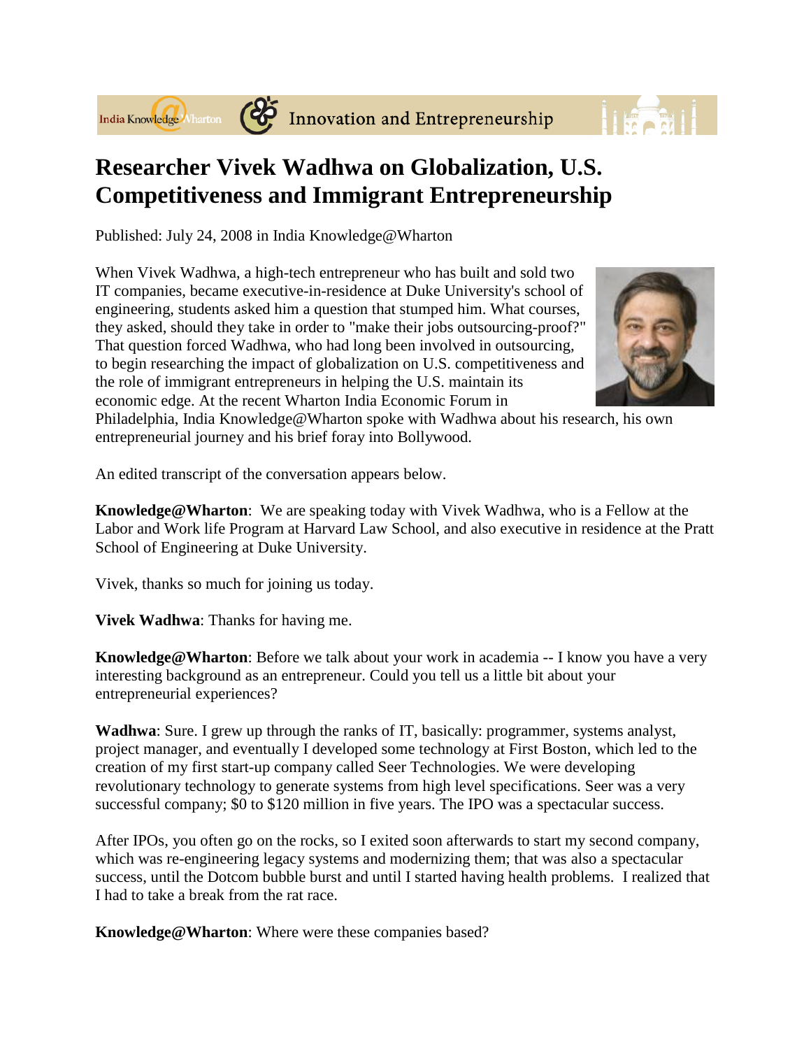# Researcher Vivek Wadhwa on Globalization, U.S. Competitiveness and Immigrant Entrepreneurship

Published: July 24, 2008 in India Knowledge@Wharton

When Vivek Wadhwa, a high-tech entrepreneur who has built and sold two IT companies, became executive-in-residence at Duke University's school of engineering, students asked him a question that stumped him. What courses, they asked, should they take in order to "make their jobs outsourcing-proof?" That question forced Wadhwa, who had long been involved in outsourcing, to begin researching the impact of globalization on U.S. competitiveness and the role of immigrant entrepreneurs in helping the U.S. maintain its economic edge. At the recent Wharton India Economic Forum in Philadelphia, India Knowledge@Wharton spoke with Wadhwa about his research, his own entrepreneurial journey and his brief foray into Bollywood.

An edited transcript of the conversation appears below.

**Knowledge@Wharton**: We are speaking today with Vivek Wadhwa, who is a Fellow at the Labor and Work life Program at Harvard Law School, and also executive in residence at the Pratt School of Engineering at Duke University.

Vivek, thanks so much for joining us today.

**Vivek Wadhwa**: Thanks for having me.

**Knowledge@Wharton**: Before we talk about your work in academia -- I know you have a very interesting background as an entrepreneur. Could you tell us a little bit about your entrepreneurial experiences?

**Wadhwa**: Sure. I grew up through the ranks of IT, basically: programmer, systems analyst, project manager, and eventually I developed some technology at First Boston, which led to the creation of my first start-up company called Seer Technologies. We were developing revolutionary technology to generate systems from high level specifications. Seer was a very successful company; $0 to $120 million in five years. The IPO was a spectacular success.

After IPOs, you often go on the rocks, so I exited soon afterwards to start my second company, which was re-engineering legacy systems and modernizing them; that was also a spectacular success, until the Dotcom bubble burst and until I started having health problems. I realized that I had to take a break from the rat race.

**Knowledge@Wharton**: Where were these companies based?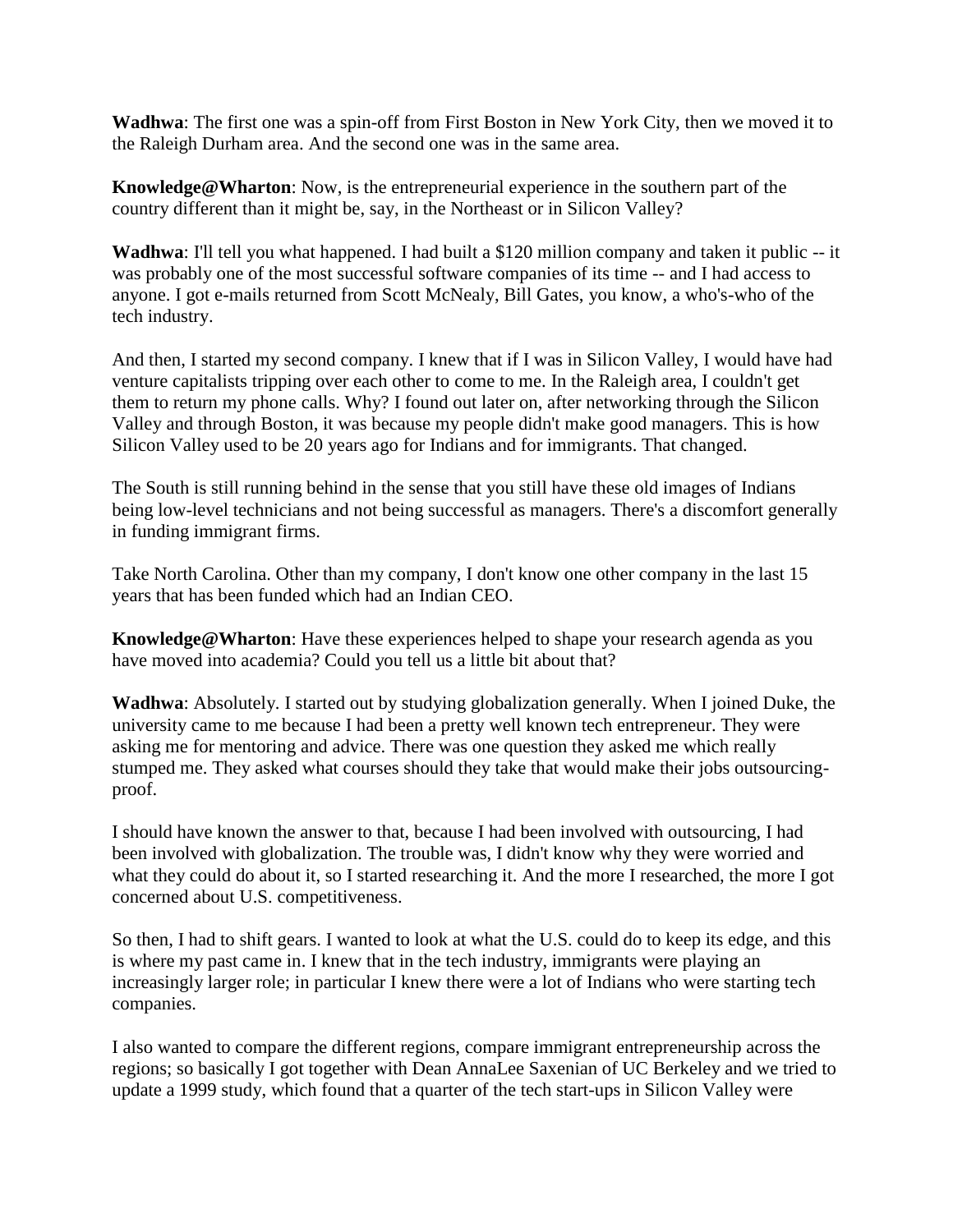**Wadhwa**: The first one was a spin-off from First Boston in New York City, then we moved it to the Raleigh Durham area. And the second one was in the same area.

**Knowledge@Wharton**: Now, is the entrepreneurial experience in the southern part of the country different than it might be, say, in the Northeast or in Silicon Valley?

**Wadhwa**: I'll tell you what happened. I had built a $120 million company and taken it public -- it was probably one of the most successful software companies of its time -- and I had access to anyone. I got e-mails returned from Scott McNealy, Bill Gates, you know, a who's-who of the tech industry.

And then, I started my second company. I knew that if I was in Silicon Valley, I would have had venture capitalists tripping over each other to come to me. In the Raleigh area, I couldn't get them to return my phone calls. Why? I found out later on, after networking through the Silicon Valley and through Boston, it was because my people didn't make good managers. This is how Silicon Valley used to be 20 years ago for Indians and for immigrants. That changed.

The South is still running behind in the sense that you still have these old images of Indians being low-level technicians and not being successful as managers. There's a discomfort generally in funding immigrant firms.

Take North Carolina. Other than my company, I don't know one other company in the last 15 years that has been funded which had an Indian CEO.

**Knowledge@Wharton**: Have these experiences helped to shape your research agenda as you have moved into academia? Could you tell us a little bit about that?

**Wadhwa**: Absolutely. I started out by studying globalization generally. When I joined Duke, the university came to me because I had been a pretty well known tech entrepreneur. They were asking me for mentoring and advice. There was one question they asked me which really stumped me. They asked what courses should they take that would make their jobs outsourcing-proof.

I should have known the answer to that, because I had been involved with outsourcing, I had been involved with globalization. The trouble was, I didn't know why they were worried and what they could do about it, so I started researching it. And the more I researched, the more I got concerned about U.S. competitiveness.

So then, I had to shift gears. I wanted to look at what the U.S. could do to keep its edge, and this is where my past came in. I knew that in the tech industry, immigrants were playing an increasingly larger role; in particular I knew there were a lot of Indians who were starting tech companies.

I also wanted to compare the different regions, compare immigrant entrepreneurship across the regions; so basically I got together with Dean AnnaLee Saxenian of UC Berkeley and we tried to update a 1999 study, which found that a quarter of the tech start-ups in Silicon Valley were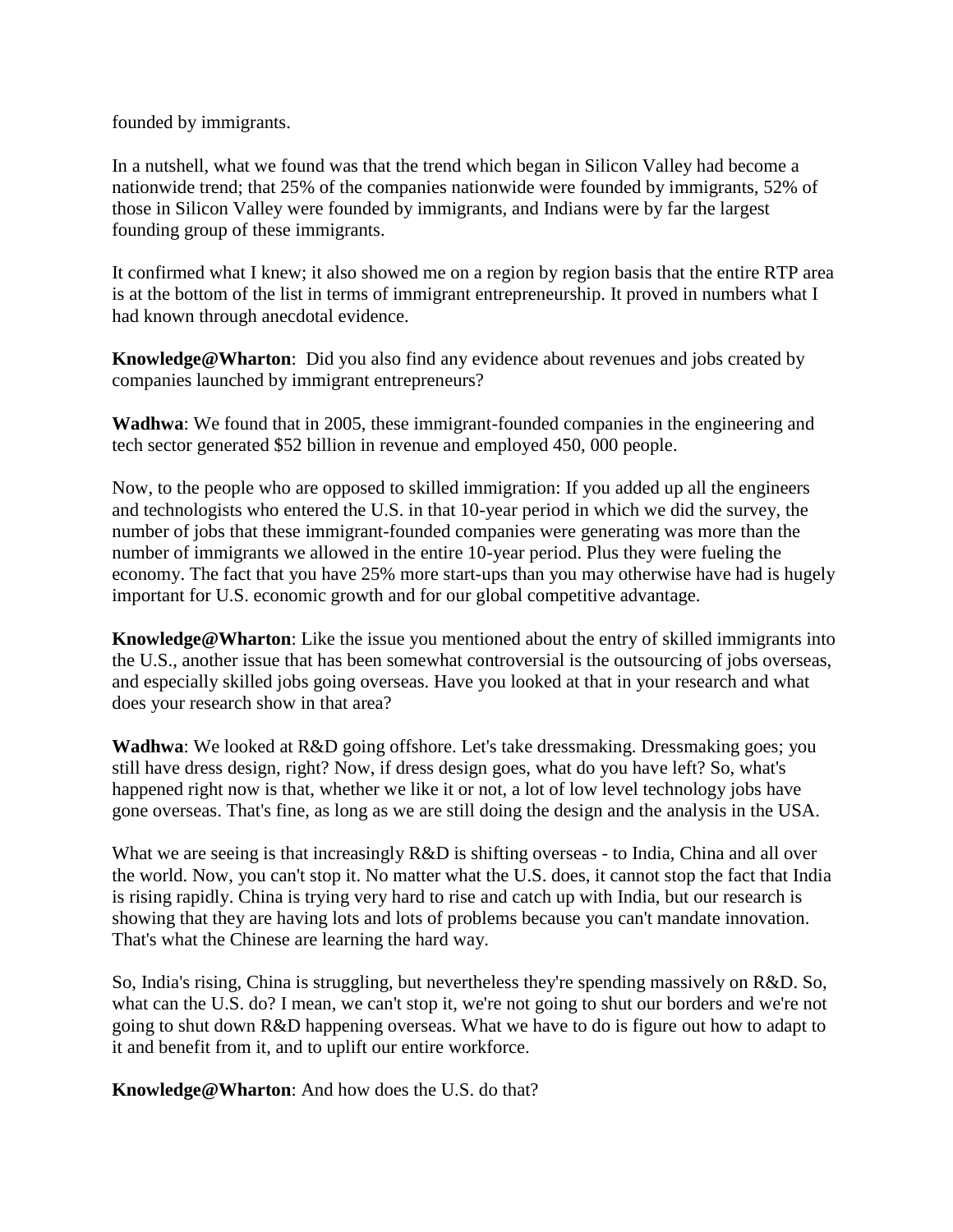founded by immigrants.

In a nutshell, what we found was that the trend which began in Silicon Valley had become a nationwide trend; that 25% of the companies nationwide were founded by immigrants, 52% of those in Silicon Valley were founded by immigrants, and Indians were by far the largest founding group of these immigrants.

It confirmed what I knew; it also showed me on a region by region basis that the entire RTP area is at the bottom of the list in terms of immigrant entrepreneurship. It proved in numbers what I had known through anecdotal evidence.

**Knowledge@Wharton**: Did you also find any evidence about revenues and jobs created by companies launched by immigrant entrepreneurs?

**Wadhwa**: We found that in 2005, these immigrant-founded companies in the engineering and tech sector generated $52 billion in revenue and employed 450, 000 people.

Now, to the people who are opposed to skilled immigration: If you added up all the engineers and technologists who entered the U.S. in that 10-year period in which we did the survey, the number of jobs that these immigrant-founded companies were generating was more than the number of immigrants we allowed in the entire 10-year period. Plus they were fueling the economy. The fact that you have 25% more start-ups than you may otherwise have had is hugely important for U.S. economic growth and for our global competitive advantage.

**Knowledge@Wharton**: Like the issue you mentioned about the entry of skilled immigrants into the U.S., another issue that has been somewhat controversial is the outsourcing of jobs overseas, and especially skilled jobs going overseas. Have you looked at that in your research and what does your research show in that area?

**Wadhwa**: We looked at R&D going offshore. Let's take dressmaking. Dressmaking goes; you still have dress design, right? Now, if dress design goes, what do you have left? So, what's happened right now is that, whether we like it or not, a lot of low level technology jobs have gone overseas. That's fine, as long as we are still doing the design and the analysis in the USA.

What we are seeing is that increasingly R&D is shifting overseas - to India, China and all over the world. Now, you can't stop it. No matter what the U.S. does, it cannot stop the fact that India is rising rapidly. China is trying very hard to rise and catch up with India, but our research is showing that they are having lots and lots of problems because you can't mandate innovation. That's what the Chinese are learning the hard way.

So, India's rising, China is struggling, but nevertheless they're spending massively on R&D. So, what can the U.S. do? I mean, we can't stop it, we're not going to shut our borders and we're not going to shut down R&D happening overseas. What we have to do is figure out how to adapt to it and benefit from it, and to uplift our entire workforce.

**Knowledge@Wharton**: And how does the U.S. do that?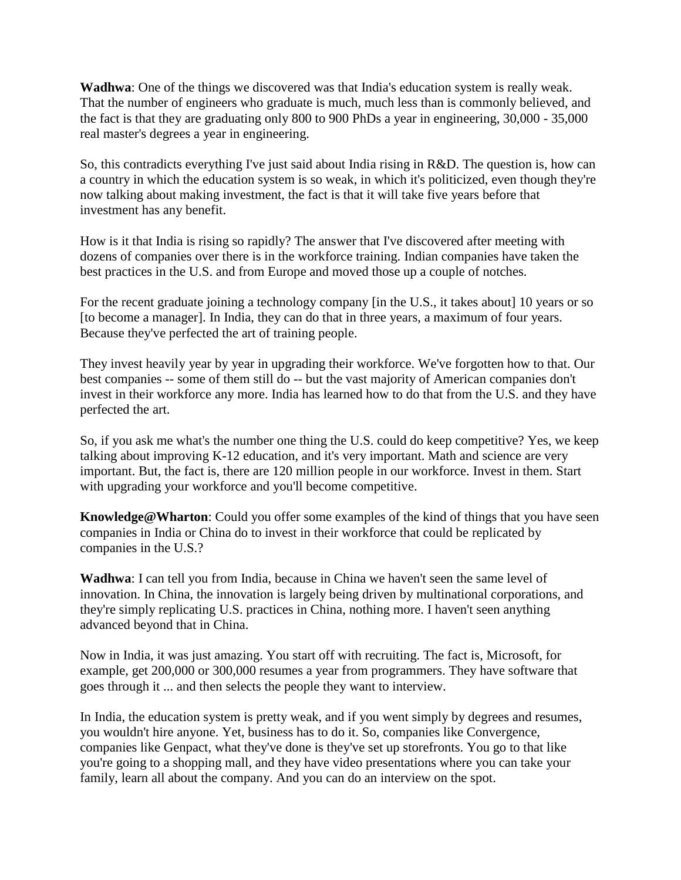**Wadhwa**: One of the things we discovered was that India's education system is really weak. That the number of engineers who graduate is much, much less than is commonly believed, and the fact is that they are graduating only 800 to 900 PhDs a year in engineering, 30,000 - 35,000 real master's degrees a year in engineering.

So, this contradicts everything I've just said about India rising in R&D. The question is, how can a country in which the education system is so weak, in which it's politicized, even though they're now talking about making investment, the fact is that it will take five years before that investment has any benefit.

How is it that India is rising so rapidly? The answer that I've discovered after meeting with dozens of companies over there is in the workforce training. Indian companies have taken the best practices in the U.S. and from Europe and moved those up a couple of notches.

For the recent graduate joining a technology company [in the U.S., it takes about] 10 years or so [to become a manager]. In India, they can do that in three years, a maximum of four years. Because they've perfected the art of training people.

They invest heavily year by year in upgrading their workforce. We've forgotten how to that. Our best companies -- some of them still do -- but the vast majority of American companies don't invest in their workforce any more. India has learned how to do that from the U.S. and they have perfected the art.

So, if you ask me what's the number one thing the U.S. could do keep competitive? Yes, we keep talking about improving K-12 education, and it's very important. Math and science are very important. But, the fact is, there are 120 million people in our workforce. Invest in them. Start with upgrading your workforce and you'll become competitive.

**Knowledge@Wharton**: Could you offer some examples of the kind of things that you have seen companies in India or China do to invest in their workforce that could be replicated by companies in the U.S.?

**Wadhwa**: I can tell you from India, because in China we haven't seen the same level of innovation. In China, the innovation is largely being driven by multinational corporations, and they're simply replicating U.S. practices in China, nothing more. I haven't seen anything advanced beyond that in China.

Now in India, it was just amazing. You start off with recruiting. The fact is, Microsoft, for example, get 200,000 or 300,000 resumes a year from programmers. They have software that goes through it ... and then selects the people they want to interview.

In India, the education system is pretty weak, and if you went simply by degrees and resumes, you wouldn't hire anyone. Yet, business has to do it. So, companies like Convergence, companies like Genpact, what they've done is they've set up storefronts. You go to that like you're going to a shopping mall, and they have video presentations where you can take your family, learn all about the company. And you can do an interview on the spot.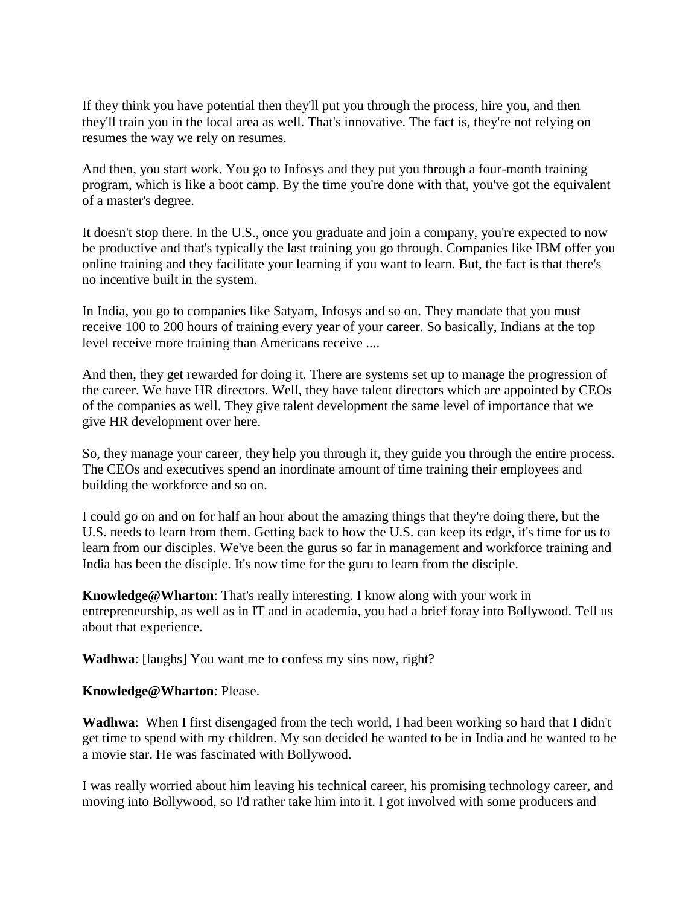If they think you have potential then they'll put you through the process, hire you, and then they'll train you in the local area as well. That's innovative. The fact is, they're not relying on resumes the way we rely on resumes.

And then, you start work. You go to Infosys and they put you through a four-month training program, which is like a boot camp. By the time you're done with that, you've got the equivalent of a master's degree.

It doesn't stop there. In the U.S., once you graduate and join a company, you're expected to now be productive and that's typically the last training you go through. Companies like IBM offer you online training and they facilitate your learning if you want to learn. But, the fact is that there's no incentive built in the system.

In India, you go to companies like Satyam, Infosys and so on. They mandate that you must receive 100 to 200 hours of training every year of your career. So basically, Indians at the top level receive more training than Americans receive ....

And then, they get rewarded for doing it. There are systems set up to manage the progression of the career. We have HR directors. Well, they have talent directors which are appointed by CEOs of the companies as well. They give talent development the same level of importance that we give HR development over here.

So, they manage your career, they help you through it, they guide you through the entire process. The CEOs and executives spend an inordinate amount of time training their employees and building the workforce and so on.

I could go on and on for half an hour about the amazing things that they're doing there, but the U.S. needs to learn from them. Getting back to how the U.S. can keep its edge, it's time for us to learn from our disciples. We've been the gurus so far in management and workforce training and India has been the disciple. It's now time for the guru to learn from the disciple.

**Knowledge@Wharton**: That's really interesting. I know along with your work in entrepreneurship, as well as in IT and in academia, you had a brief foray into Bollywood. Tell us about that experience.

**Wadhwa**: [laughs] You want me to confess my sins now, right?

**Knowledge@Wharton**: Please.

**Wadhwa**: When I first disengaged from the tech world, I had been working so hard that I didn't get time to spend with my children. My son decided he wanted to be in India and he wanted to be a movie star. He was fascinated with Bollywood.

I was really worried about him leaving his technical career, his promising technology career, and moving into Bollywood, so I'd rather take him into it. I got involved with some producers and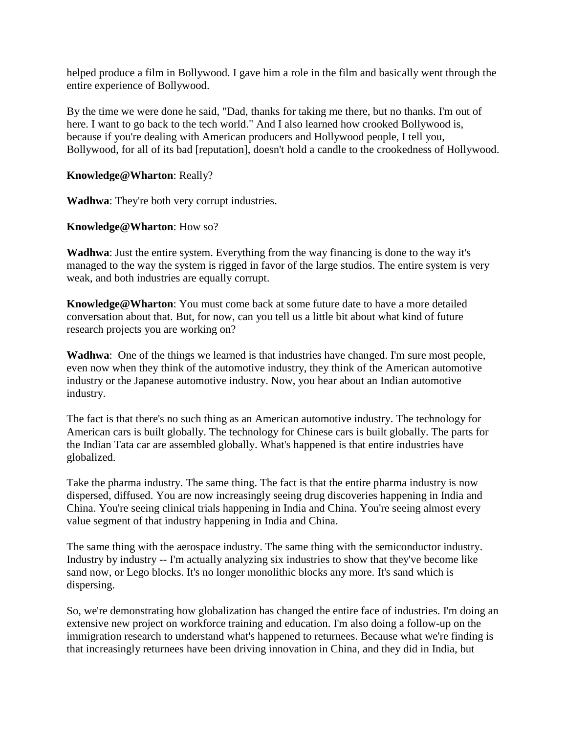helped produce a film in Bollywood. I gave him a role in the film and basically went through the entire experience of Bollywood.

By the time we were done he said, "Dad, thanks for taking me there, but no thanks. I'm out of here. I want to go back to the tech world." And I also learned how crooked Bollywood is, because if you're dealing with American producers and Hollywood people, I tell you, Bollywood, for all of its bad [reputation], doesn't hold a candle to the crookedness of Hollywood.

**Knowledge@Wharton**: Really?

**Wadhwa**: They're both very corrupt industries.

**Knowledge@Wharton**: How so?

**Wadhwa**: Just the entire system. Everything from the way financing is done to the way it's managed to the way the system is rigged in favor of the large studios. The entire system is very weak, and both industries are equally corrupt.

**Knowledge@Wharton**: You must come back at some future date to have a more detailed conversation about that. But, for now, can you tell us a little bit about what kind of future research projects you are working on?

**Wadhwa**: One of the things we learned is that industries have changed. I'm sure most people, even now when they think of the automotive industry, they think of the American automotive industry or the Japanese automotive industry. Now, you hear about an Indian automotive industry.

The fact is that there's no such thing as an American automotive industry. The technology for American cars is built globally. The technology for Chinese cars is built globally. The parts for the Indian Tata car are assembled globally. What's happened is that entire industries have globalized.

Take the pharma industry. The same thing. The fact is that the entire pharma industry is now dispersed, diffused. You are now increasingly seeing drug discoveries happening in India and China. You're seeing clinical trials happening in India and China. You're seeing almost every value segment of that industry happening in India and China.

The same thing with the aerospace industry. The same thing with the semiconductor industry. Industry by industry -- I'm actually analyzing six industries to show that they've become like sand now, or Lego blocks. It's no longer monolithic blocks any more. It's sand which is dispersing.

So, we're demonstrating how globalization has changed the entire face of industries. I'm doing an extensive new project on workforce training and education. I'm also doing a follow-up on the immigration research to understand what's happened to returnees. Because what we're finding is that increasingly returnees have been driving innovation in China, and they did in India, but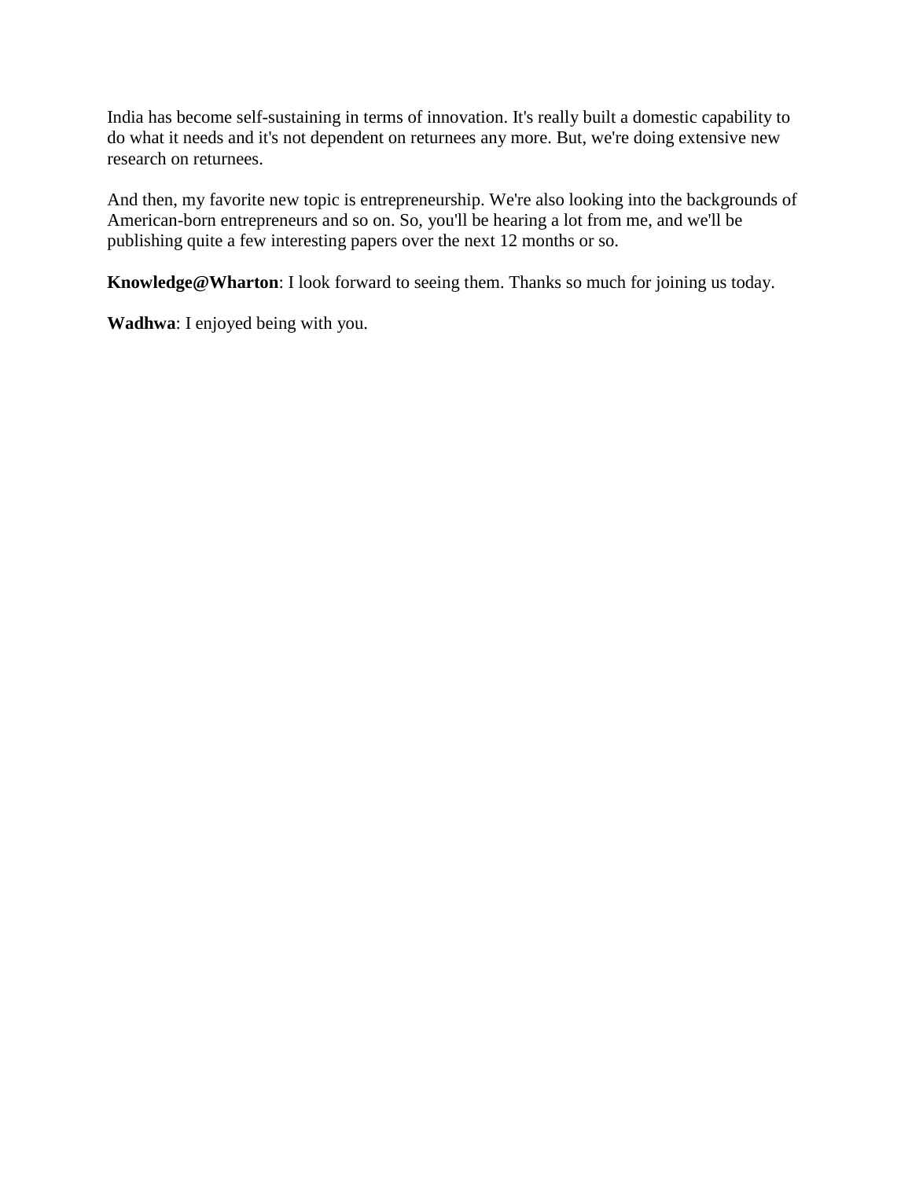India has become self-sustaining in terms of innovation. It's really built a domestic capability to do what it needs and it's not dependent on returnees any more. But, we're doing extensive new research on returnees.

And then, my favorite new topic is entrepreneurship. We're also looking into the backgrounds of American-born entrepreneurs and so on. So, you'll be hearing a lot from me, and we'll be publishing quite a few interesting papers over the next 12 months or so.

**Knowledge@Wharton**: I look forward to seeing them. Thanks so much for joining us today.

**Wadhwa**: I enjoyed being with you.